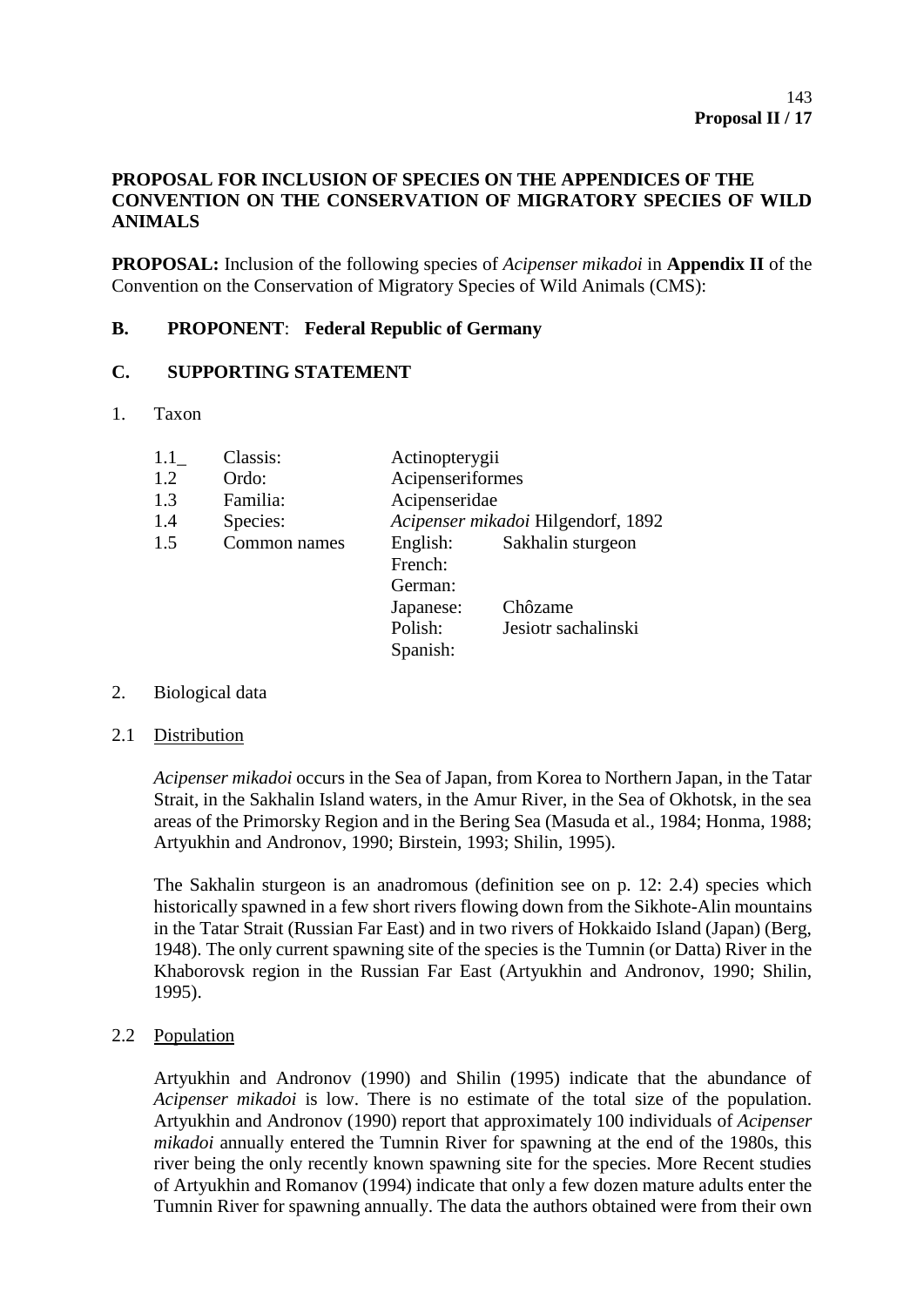**Proposal II / 17**

**PROPOSAL FOR INCLUSION OF SPECIES ON THE APPENDICES OF THE CONVENTION ON THE CONSERVATION OF MIGRATORY SPECIES OF WILD ANIMALS**

**PROPOSAL:** Inclusion of the following species of *Acipenser mikadoi* in **Appendix II** of the Convention on the Conservation of Migratory Species of Wild Animals (CMS):

**B. PROPONENT**: **Federal Republic of Germany**

**C. SUPPORTING STATEMENT**

1. Taxon

| | | | |
|---|---|---|---|
| 1.1_ | Classis: | Actinopterygii | |
| 1.2 | Ordo: | Acipenseriformes | |
| 1.3 | Familia: | Acipenseridae | |
| 1.4 | Species: | *Acipenser mikadoi* Hilgendorf, 1892 | |
| 1.5 | Common names | English: | Sakhalin sturgeon |
| | | French: | |
| | | German: | |
| | | Japanese: | Chôzame |
| | | Polish: | Jesiotr sachalinski |
| | | Spanish: | |

2. Biological data

2.1 Distribution

*Acipenser mikadoi* occurs in the Sea of Japan, from Korea to Northern Japan, in the Tatar Strait, in the Sakhalin Island waters, in the Amur River, in the Sea of Okhotsk, in the sea areas of the Primorsky Region and in the Bering Sea (Masuda et al., 1984; Honma, 1988; Artyukhin and Andronov, 1990; Birstein, 1993; Shilin, 1995).

The Sakhalin sturgeon is an anadromous (definition see on p. 12: 2.4) species which historically spawned in a few short rivers flowing down from the Sikhote-Alin mountains in the Tatar Strait (Russian Far East) and in two rivers of Hokkaido Island (Japan) (Berg, 1948). The only current spawning site of the species is the Tumnin (or Datta) River in the Khaborovsk region in the Russian Far East (Artyukhin and Andronov, 1990; Shilin, 1995).

2.2 Population

Artyukhin and Andronov (1990) and Shilin (1995) indicate that the abundance of *Acipenser mikadoi* is low. There is no estimate of the total size of the population. Artyukhin and Andronov (1990) report that approximately 100 individuals of *Acipenser mikadoi* annually entered the Tumnin River for spawning at the end of the 1980s, this river being the only recently known spawning site for the species. More Recent studies of Artyukhin and Romanov (1994) indicate that only a few dozen mature adults enter the Tumnin River for spawning annually. The data the authors obtained were from their own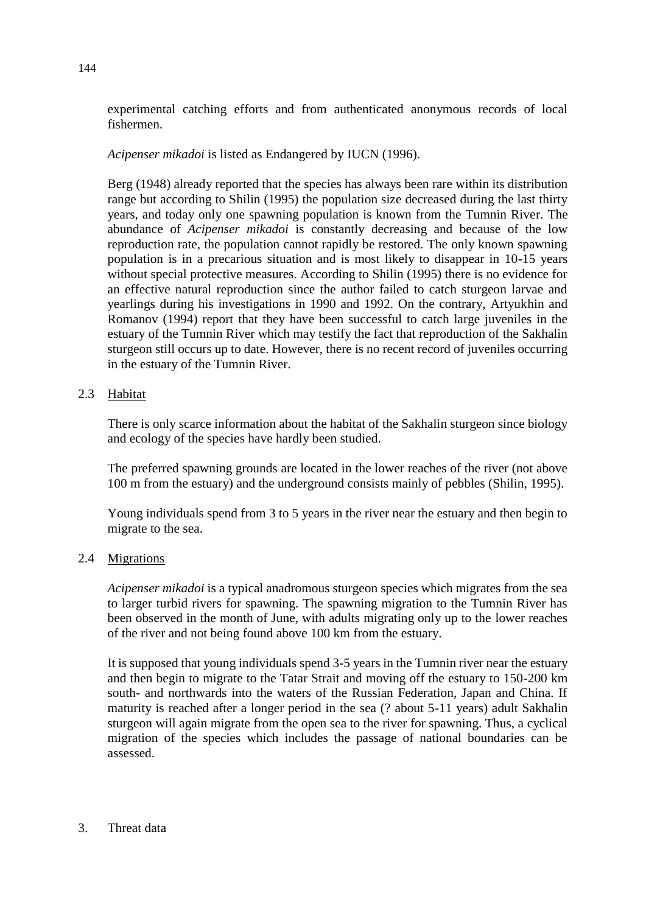experimental catching efforts and from authenticated anonymous records of local fishermen.

*Acipenser mikadoi* is listed as Endangered by IUCN (1996).

Berg (1948) already reported that the species has always been rare within its distribution range but according to Shilin (1995) the population size decreased during the last thirty years, and today only one spawning population is known from the Tumnin River. The abundance of *Acipenser mikadoi* is constantly decreasing and because of the low reproduction rate, the population cannot rapidly be restored. The only known spawning population is in a precarious situation and is most likely to disappear in 10-15 years without special protective measures. According to Shilin (1995) there is no evidence for an effective natural reproduction since the author failed to catch sturgeon larvae and yearlings during his investigations in 1990 and 1992. On the contrary, Artyukhin and Romanov (1994) report that they have been successful to catch large juveniles in the estuary of the Tumnin River which may testify the fact that reproduction of the Sakhalin sturgeon still occurs up to date. However, there is no recent record of juveniles occurring in the estuary of the Tumnin River.

## 2.3 Habitat

There is only scarce information about the habitat of the Sakhalin sturgeon since biology and ecology of the species have hardly been studied.

The preferred spawning grounds are located in the lower reaches of the river (not above 100 m from the estuary) and the underground consists mainly of pebbles (Shilin, 1995).

Young individuals spend from 3 to 5 years in the river near the estuary and then begin to migrate to the sea.

## 2.4 Migrations

*Acipenser mikadoi* is a typical anadromous sturgeon species which migrates from the sea to larger turbid rivers for spawning. The spawning migration to the Tumnin River has been observed in the month of June, with adults migrating only up to the lower reaches of the river and not being found above 100 km from the estuary.

It is supposed that young individuals spend 3-5 years in the Tumnin river near the estuary and then begin to migrate to the Tatar Strait and moving off the estuary to 150-200 km south- and northwards into the waters of the Russian Federation, Japan and China. If maturity is reached after a longer period in the sea (? about 5-11 years) adult Sakhalin sturgeon will again migrate from the open sea to the river for spawning. Thus, a cyclical migration of the species which includes the passage of national boundaries can be assessed.

# 3. Threat data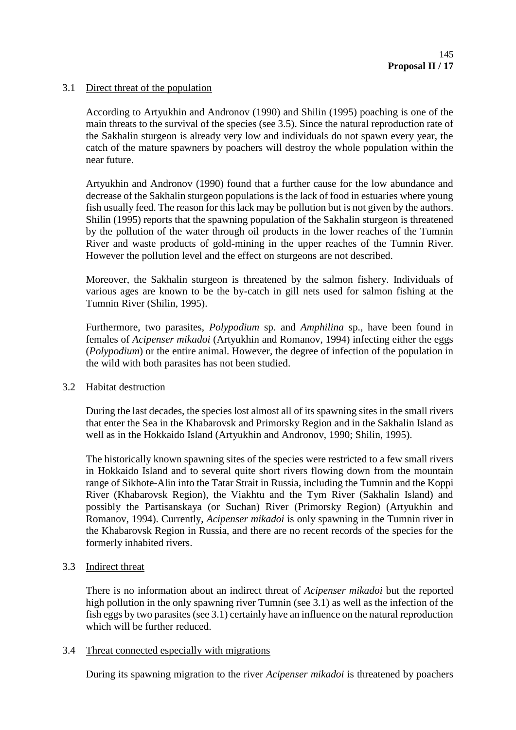### 3.1 Direct threat of the population

According to Artyukhin and Andronov (1990) and Shilin (1995) poaching is one of the main threats to the survival of the species (see 3.5). Since the natural reproduction rate of the Sakhalin sturgeon is already very low and individuals do not spawn every year, the catch of the mature spawners by poachers will destroy the whole population within the near future.

Artyukhin and Andronov (1990) found that a further cause for the low abundance and decrease of the Sakhalin sturgeon populations is the lack of food in estuaries where young fish usually feed. The reason for this lack may be pollution but is not given by the authors. Shilin (1995) reports that the spawning population of the Sakhalin sturgeon is threatened by the pollution of the water through oil products in the lower reaches of the Tumnin River and waste products of gold-mining in the upper reaches of the Tumnin River. However the pollution level and the effect on sturgeons are not described.

Moreover, the Sakhalin sturgeon is threatened by the salmon fishery. Individuals of various ages are known to be the by-catch in gill nets used for salmon fishing at the Tumnin River (Shilin, 1995).

Furthermore, two parasites, *Polypodium* sp. and *Amphilina* sp., have been found in females of *Acipenser mikadoi* (Artyukhin and Romanov, 1994) infecting either the eggs (*Polypodium*) or the entire animal. However, the degree of infection of the population in the wild with both parasites has not been studied.

### 3.2 Habitat destruction

During the last decades, the species lost almost all of its spawning sites in the small rivers that enter the Sea in the Khabarovsk and Primorsky Region and in the Sakhalin Island as well as in the Hokkaido Island (Artyukhin and Andronov, 1990; Shilin, 1995).

The historically known spawning sites of the species were restricted to a few small rivers in Hokkaido Island and to several quite short rivers flowing down from the mountain range of Sikhote-Alin into the Tatar Strait in Russia, including the Tumnin and the Koppi River (Khabarovsk Region), the Viakhtu and the Tym River (Sakhalin Island) and possibly the Partisanskaya (or Suchan) River (Primorsky Region) (Artyukhin and Romanov, 1994). Currently, *Acipenser mikadoi* is only spawning in the Tumnin river in the Khabarovsk Region in Russia, and there are no recent records of the species for the formerly inhabited rivers.

### 3.3 Indirect threat

There is no information about an indirect threat of *Acipenser mikadoi* but the reported high pollution in the only spawning river Tumnin (see 3.1) as well as the infection of the fish eggs by two parasites (see 3.1) certainly have an influence on the natural reproduction which will be further reduced.

### 3.4 Threat connected especially with migrations

During its spawning migration to the river *Acipenser mikadoi* is threatened by poachers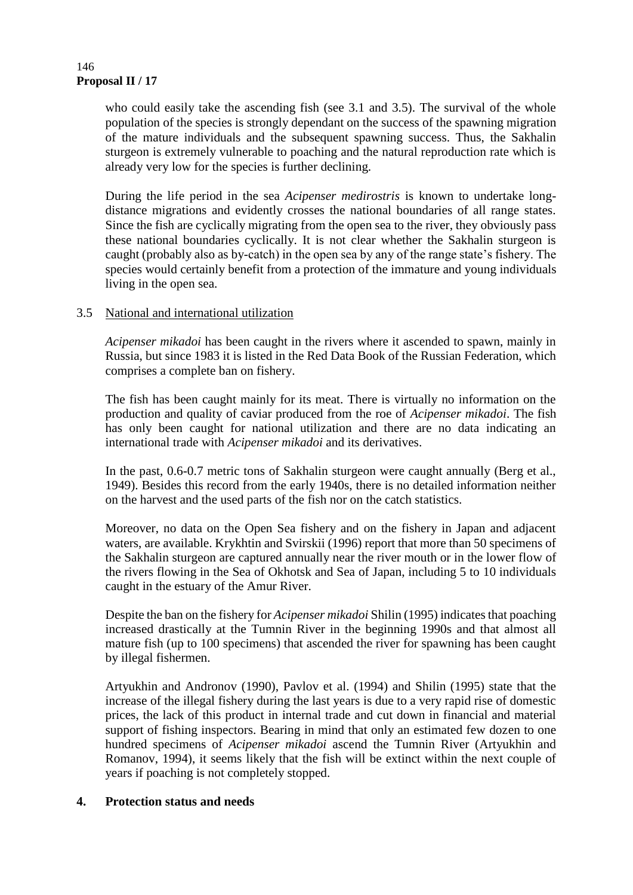who could easily take the ascending fish (see 3.1 and 3.5). The survival of the whole population of the species is strongly dependant on the success of the spawning migration of the mature individuals and the subsequent spawning success. Thus, the Sakhalin sturgeon is extremely vulnerable to poaching and the natural reproduction rate which is already very low for the species is further declining.

During the life period in the sea *Acipenser medirostris* is known to undertake long-distance migrations and evidently crosses the national boundaries of all range states. Since the fish are cyclically migrating from the open sea to the river, they obviously pass these national boundaries cyclically. It is not clear whether the Sakhalin sturgeon is caught (probably also as by-catch) in the open sea by any of the range state's fishery. The species would certainly benefit from a protection of the immature and young individuals living in the open sea.

3.5 National and international utilization

*Acipenser mikadoi* has been caught in the rivers where it ascended to spawn, mainly in Russia, but since 1983 it is listed in the Red Data Book of the Russian Federation, which comprises a complete ban on fishery.

The fish has been caught mainly for its meat. There is virtually no information on the production and quality of caviar produced from the roe of *Acipenser mikadoi*. The fish has only been caught for national utilization and there are no data indicating an international trade with *Acipenser mikadoi* and its derivatives.

In the past, 0.6-0.7 metric tons of Sakhalin sturgeon were caught annually (Berg et al., 1949). Besides this record from the early 1940s, there is no detailed information neither on the harvest and the used parts of the fish nor on the catch statistics.

Moreover, no data on the Open Sea fishery and on the fishery in Japan and adjacent waters, are available. Krykhtin and Svirskii (1996) report that more than 50 specimens of the Sakhalin sturgeon are captured annually near the river mouth or in the lower flow of the rivers flowing in the Sea of Okhotsk and Sea of Japan, including 5 to 10 individuals caught in the estuary of the Amur River.

Despite the ban on the fishery for *Acipenser mikadoi* Shilin (1995) indicates that poaching increased drastically at the Tumnin River in the beginning 1990s and that almost all mature fish (up to 100 specimens) that ascended the river for spawning has been caught by illegal fishermen.

Artyukhin and Andronov (1990), Pavlov et al. (1994) and Shilin (1995) state that the increase of the illegal fishery during the last years is due to a very rapid rise of domestic prices, the lack of this product in internal trade and cut down in financial and material support of fishing inspectors. Bearing in mind that only an estimated few dozen to one hundred specimens of *Acipenser mikadoi* ascend the Tumnin River (Artyukhin and Romanov, 1994), it seems likely that the fish will be extinct within the next couple of years if poaching is not completely stopped.

## 4. Protection status and needs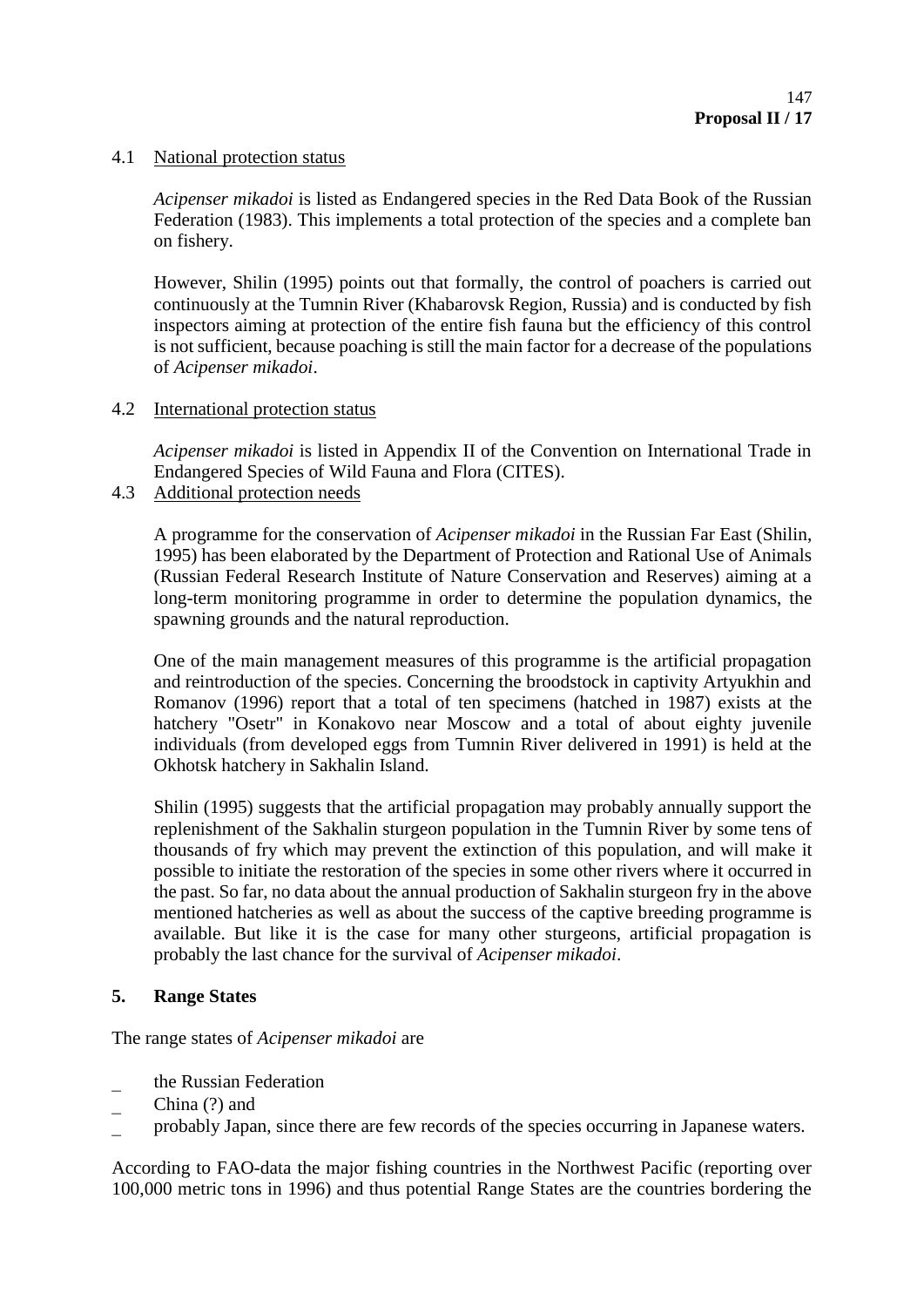### 4.1 National protection status

*Acipenser mikadoi* is listed as Endangered species in the Red Data Book of the Russian Federation (1983). This implements a total protection of the species and a complete ban on fishery.

However, Shilin (1995) points out that formally, the control of poachers is carried out continuously at the Tumnin River (Khabarovsk Region, Russia) and is conducted by fish inspectors aiming at protection of the entire fish fauna but the efficiency of this control is not sufficient, because poaching is still the main factor for a decrease of the populations of *Acipenser mikadoi*.

### 4.2 International protection status

*Acipenser mikadoi* is listed in Appendix II of the Convention on International Trade in Endangered Species of Wild Fauna and Flora (CITES).

### 4.3 Additional protection needs

A programme for the conservation of *Acipenser mikadoi* in the Russian Far East (Shilin, 1995) has been elaborated by the Department of Protection and Rational Use of Animals (Russian Federal Research Institute of Nature Conservation and Reserves) aiming at a long-term monitoring programme in order to determine the population dynamics, the spawning grounds and the natural reproduction.

One of the main management measures of this programme is the artificial propagation and reintroduction of the species. Concerning the broodstock in captivity Artyukhin and Romanov (1996) report that a total of ten specimens (hatched in 1987) exists at the hatchery "Osetr" in Konakovo near Moscow and a total of about eighty juvenile individuals (from developed eggs from Tumnin River delivered in 1991) is held at the Okhotsk hatchery in Sakhalin Island.

Shilin (1995) suggests that the artificial propagation may probably annually support the replenishment of the Sakhalin sturgeon population in the Tumnin River by some tens of thousands of fry which may prevent the extinction of this population, and will make it possible to initiate the restoration of the species in some other rivers where it occurred in the past. So far, no data about the annual production of Sakhalin sturgeon fry in the above mentioned hatcheries as well as about the success of the captive breeding programme is available. But like it is the case for many other sturgeons, artificial propagation is probably the last chance for the survival of *Acipenser mikadoi*.

## 5. Range States

The range states of *Acipenser mikadoi* are

- the Russian Federation
- China (?) and
- probably Japan, since there are few records of the species occurring in Japanese waters.

According to FAO-data the major fishing countries in the Northwest Pacific (reporting over 100,000 metric tons in 1996) and thus potential Range States are the countries bordering the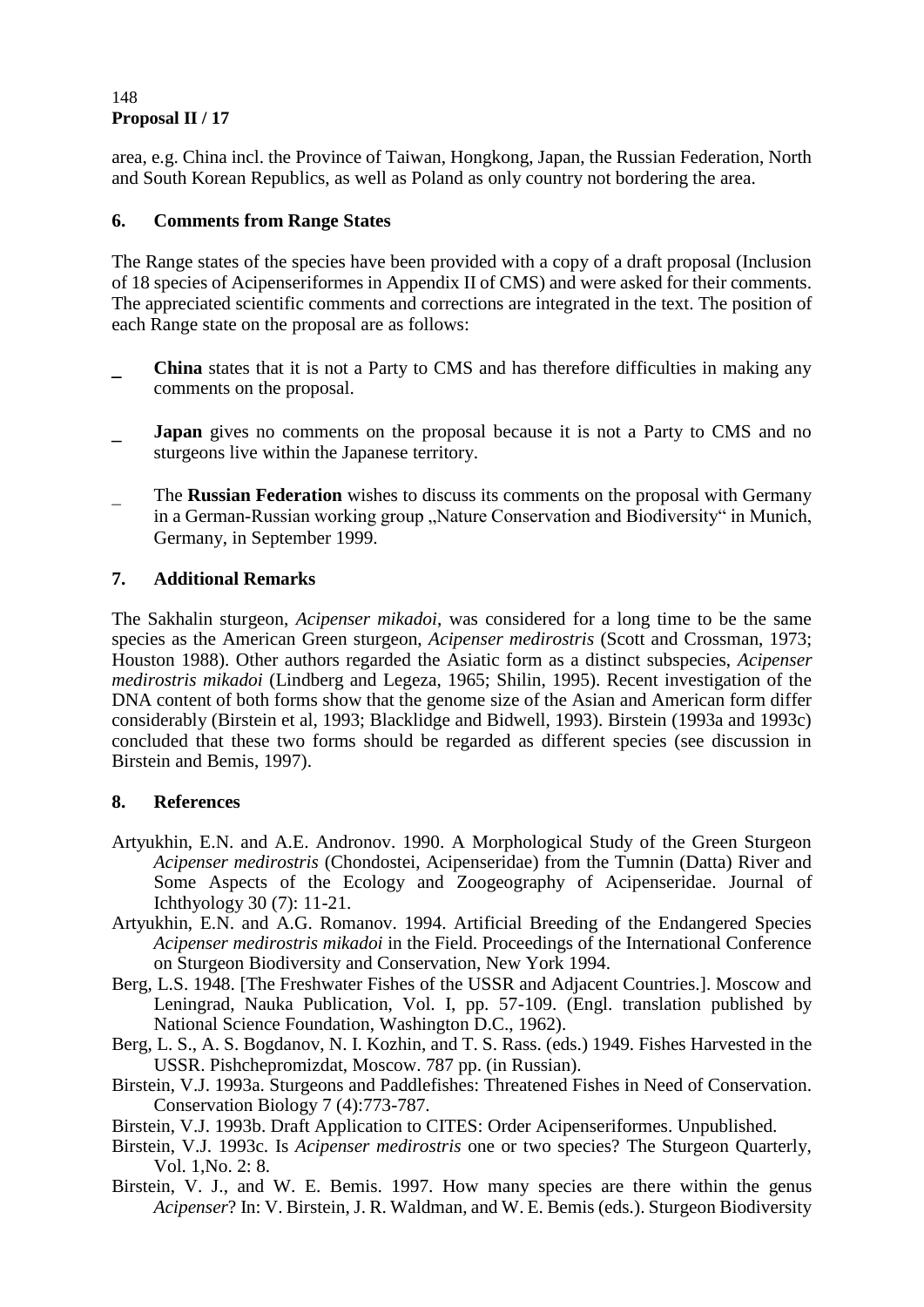area, e.g. China incl. the Province of Taiwan, Hongkong, Japan, the Russian Federation, North and South Korean Republics, as well as Poland as only country not bordering the area.

## 6. Comments from Range States

The Range states of the species have been provided with a copy of a draft proposal (Inclusion of 18 species of Acipenseriformes in Appendix II of CMS) and were asked for their comments. The appreciated scientific comments and corrections are integrated in the text. The position of each Range state on the proposal are as follows:

- **China** states that it is not a Party to CMS and has therefore difficulties in making any comments on the proposal.
- **Japan** gives no comments on the proposal because it is not a Party to CMS and no sturgeons live within the Japanese territory.
- The **Russian Federation** wishes to discuss its comments on the proposal with Germany in a German-Russian working group „Nature Conservation and Biodiversity" in Munich, Germany, in September 1999.

## 7. Additional Remarks

The Sakhalin sturgeon, *Acipenser mikadoi*, was considered for a long time to be the same species as the American Green sturgeon, *Acipenser medirostris* (Scott and Crossman, 1973; Houston 1988). Other authors regarded the Asiatic form as a distinct subspecies, *Acipenser medirostris mikadoi* (Lindberg and Legeza, 1965; Shilin, 1995). Recent investigation of the DNA content of both forms show that the genome size of the Asian and American form differ considerably (Birstein et al, 1993; Blacklidge and Bidwell, 1993). Birstein (1993a and 1993c) concluded that these two forms should be regarded as different species (see discussion in Birstein and Bemis, 1997).

## 8. References

Artyukhin, E.N. and A.E. Andronov. 1990. A Morphological Study of the Green Sturgeon *Acipenser medirostris* (Chondostei, Acipenseridae) from the Tumnin (Datta) River and Some Aspects of the Ecology and Zoogeography of Acipenseridae. Journal of Ichthyology 30 (7): 11-21.

Artyukhin, E.N. and A.G. Romanov. 1994. Artificial Breeding of the Endangered Species *Acipenser medirostris mikadoi* in the Field. Proceedings of the International Conference on Sturgeon Biodiversity and Conservation, New York 1994.

Berg, L.S. 1948. [The Freshwater Fishes of the USSR and Adjacent Countries.]. Moscow and Leningrad, Nauka Publication, Vol. I, pp. 57-109. (Engl. translation published by National Science Foundation, Washington D.C., 1962).

Berg, L. S., A. S. Bogdanov, N. I. Kozhin, and T. S. Rass. (eds.) 1949. Fishes Harvested in the USSR. Pishchepromizdat, Moscow. 787 pp. (in Russian).

Birstein, V.J. 1993a. Sturgeons and Paddlefishes: Threatened Fishes in Need of Conservation. Conservation Biology 7 (4):773-787.

Birstein, V.J. 1993b. Draft Application to CITES: Order Acipenseriformes. Unpublished.

Birstein, V.J. 1993c. Is *Acipenser medirostris* one or two species? The Sturgeon Quarterly, Vol. 1,No. 2: 8.

Birstein, V. J., and W. E. Bemis. 1997. How many species are there within the genus *Acipenser*? In: V. Birstein, J. R. Waldman, and W. E. Bemis (eds.). Sturgeon Biodiversity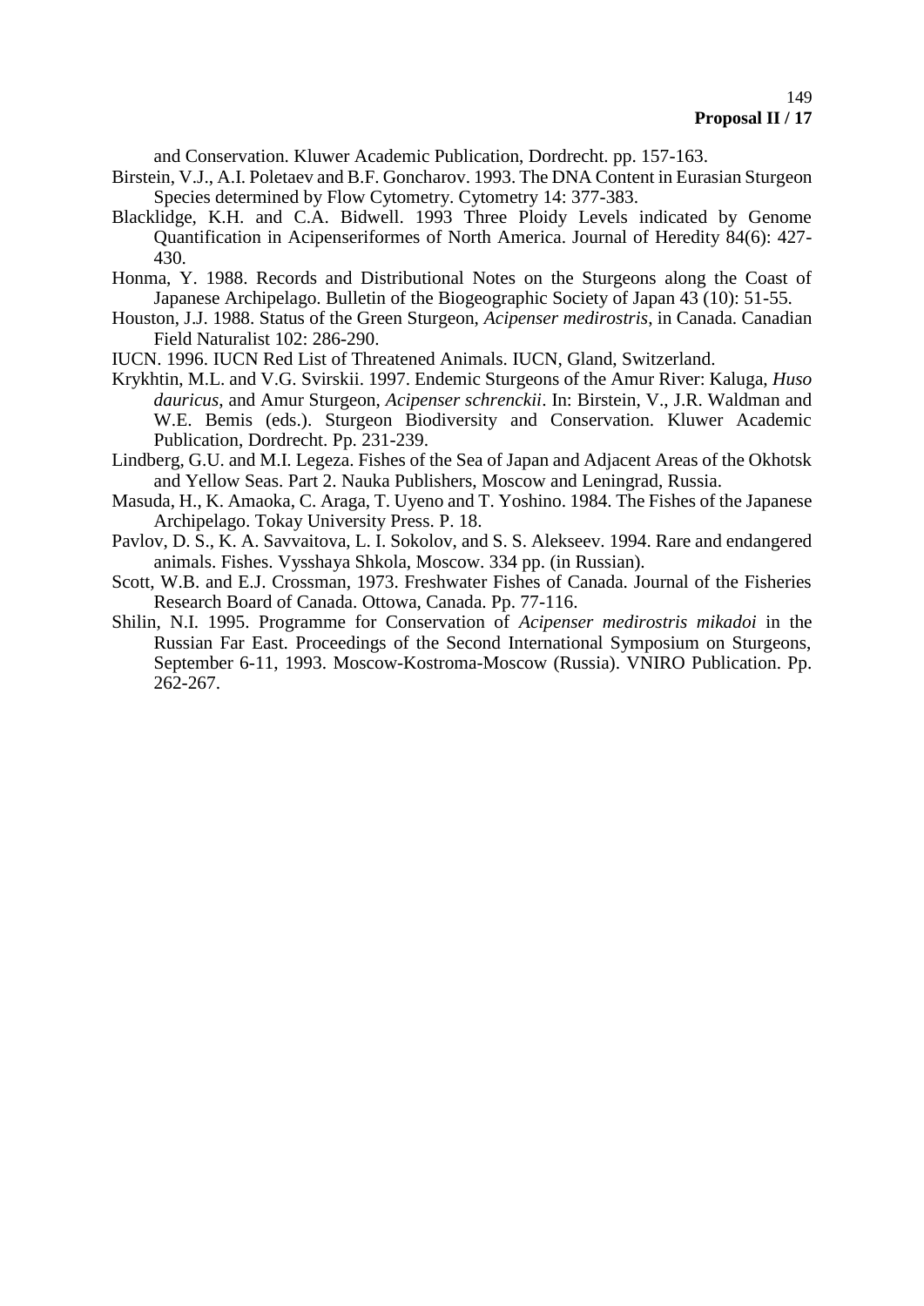and Conservation. Kluwer Academic Publication, Dordrecht. pp. 157-163.

Birstein, V.J., A.I. Poletaev and B.F. Goncharov. 1993. The DNA Content in Eurasian Sturgeon Species determined by Flow Cytometry. Cytometry 14: 377-383.

Blacklidge, K.H. and C.A. Bidwell. 1993 Three Ploidy Levels indicated by Genome Quantification in Acipenseriformes of North America. Journal of Heredity 84(6): 427-430.

Honma, Y. 1988. Records and Distributional Notes on the Sturgeons along the Coast of Japanese Archipelago. Bulletin of the Biogeographic Society of Japan 43 (10): 51-55.

Houston, J.J. 1988. Status of the Green Sturgeon, *Acipenser medirostris*, in Canada. Canadian Field Naturalist 102: 286-290.

IUCN. 1996. IUCN Red List of Threatened Animals. IUCN, Gland, Switzerland.

Krykhtin, M.L. and V.G. Svirskii. 1997. Endemic Sturgeons of the Amur River: Kaluga, *Huso dauricus*, and Amur Sturgeon, *Acipenser schrenckii*. In: Birstein, V., J.R. Waldman and W.E. Bemis (eds.). Sturgeon Biodiversity and Conservation. Kluwer Academic Publication, Dordrecht. Pp. 231-239.

Lindberg, G.U. and M.I. Legeza. Fishes of the Sea of Japan and Adjacent Areas of the Okhotsk and Yellow Seas. Part 2. Nauka Publishers, Moscow and Leningrad, Russia.

Masuda, H., K. Amaoka, C. Araga, T. Uyeno and T. Yoshino. 1984. The Fishes of the Japanese Archipelago. Tokay University Press. P. 18.

Pavlov, D. S., K. A. Savvaitova, L. I. Sokolov, and S. S. Alekseev. 1994. Rare and endangered animals. Fishes. Vysshaya Shkola, Moscow. 334 pp. (in Russian).

Scott, W.B. and E.J. Crossman, 1973. Freshwater Fishes of Canada. Journal of the Fisheries Research Board of Canada. Ottowa, Canada. Pp. 77-116.

Shilin, N.I. 1995. Programme for Conservation of *Acipenser medirostris mikadoi* in the Russian Far East. Proceedings of the Second International Symposium on Sturgeons, September 6-11, 1993. Moscow-Kostroma-Moscow (Russia). VNIRO Publication. Pp. 262-267.